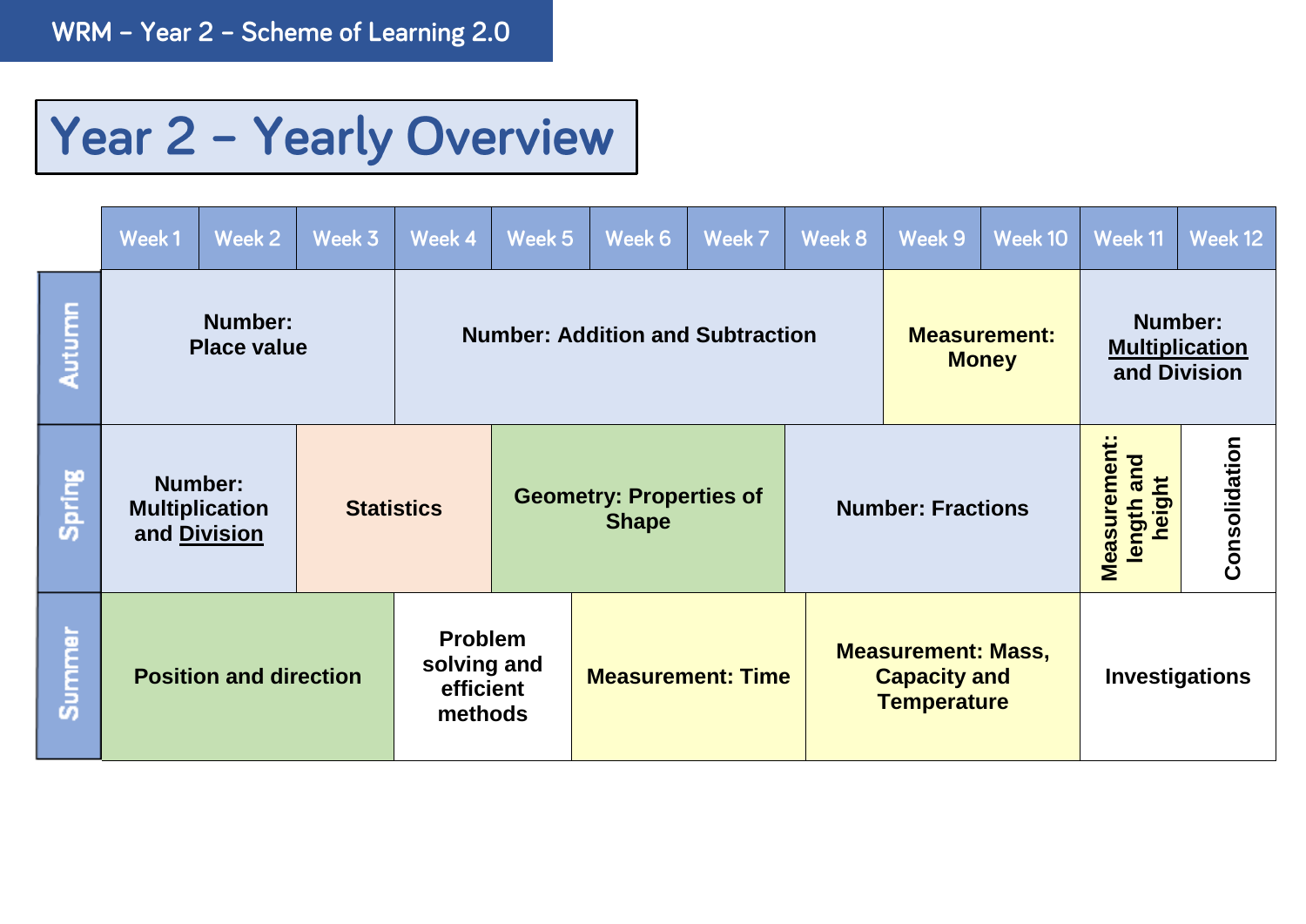# Year 2 – Yearly Overview

| | Week 1 | Week 2 | Week 3 | Week 4 | Week 5 | Week 6 | Week 7 | Week 8 | Week 9 | Week 10 | Week 11 | Week 12 |
|---|---|---|---|---|---|---|---|---|---|---|---|---|
| Autumn | **Number: Place value** | | | **Number: Addition and Subtraction** | | | | | **Measurement: Money** | | **Number: Multiplication and Division** | |
| Spring | **Number: Multiplication and Division** | | **Statistics** | | **Geometry: Properties of Shape** | | | **Number: Fractions** | | | **Measurement: length and height** | **Consolidation** |
| Summer | **Position and direction** | | | **Problem solving and efficient methods** | | **Measurement: Time** | | | **Measurement: Mass, Capacity and Temperature** | | **Investigations** | |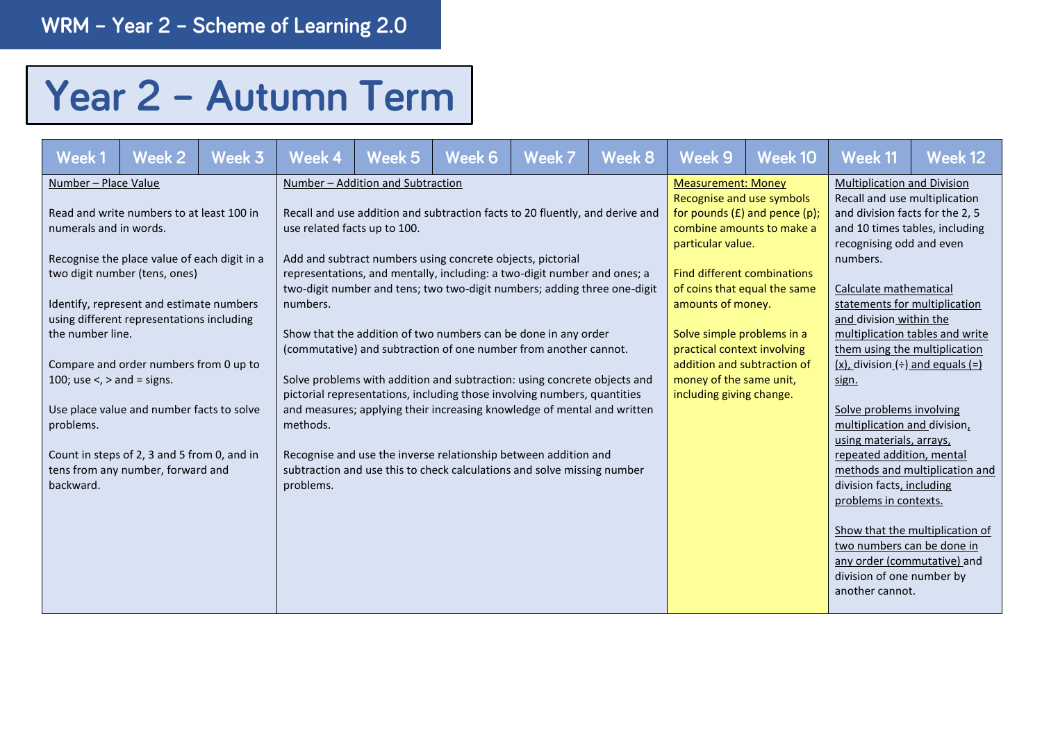# WRM – Year 2 – Scheme of Learning 2.0

# Year 2 – Autumn Term

| Week 1 | Week 2 | Week 3 | Week 4 | Week 5 | Week 6 | Week 7 | Week 8 | Week 9 | Week 10 | Week 11 | Week 12 |
|---|---|---|---|---|---|---|---|---|---|---|---|
| Number – Place Value<br><br>Read and write numbers to at least 100 in numerals and in words.<br><br>Recognise the place value of each digit in a two digit number (tens, ones)<br><br>Identify, represent and estimate numbers using different representations including the number line.<br><br>Compare and order numbers from 0 up to 100; use <, > and = signs.<br><br>Use place value and number facts to solve problems.<br><br>Count in steps of 2, 3 and 5 from 0, and in tens from any number, forward and backward. | | | Number – Addition and Subtraction<br><br>Recall and use addition and subtraction facts to 20 fluently, and derive and use related facts up to 100.<br><br>Add and subtract numbers using concrete objects, pictorial representations, and mentally, including: a two-digit number and ones; a two-digit number and tens; two two-digit numbers; adding three one-digit numbers.<br><br>Show that the addition of two numbers can be done in any order (commutative) and subtraction of one number from another cannot.<br><br>Solve problems with addition and subtraction: using concrete objects and pictorial representations, including those involving numbers, quantities and measures; applying their increasing knowledge of mental and written methods.<br><br>Recognise and use the inverse relationship between addition and subtraction and use this to check calculations and solve missing number problems. | | | | | Measurement: Money<br>Recognise and use symbols for pounds (£) and pence (p); combine amounts to make a particular value.<br><br>Find different combinations of coins that equal the same amounts of money.<br><br>Solve simple problems in a practical context involving addition and subtraction of money of the same unit, including giving change. | | Multiplication and Division<br>Recall and use multiplication and division facts for the 2, 5 and 10 times tables, including recognising odd and even numbers.<br><br>Calculate mathematical statements for multiplication and division within the multiplication tables and write them using the multiplication (x), division (÷) and equals (=) sign.<br><br>Solve problems involving multiplication and division, using materials, arrays, repeated addition, mental methods and multiplication and division facts, including problems in contexts.<br><br>Show that the multiplication of two numbers can be done in any order (commutative) and division of one number by another cannot. | |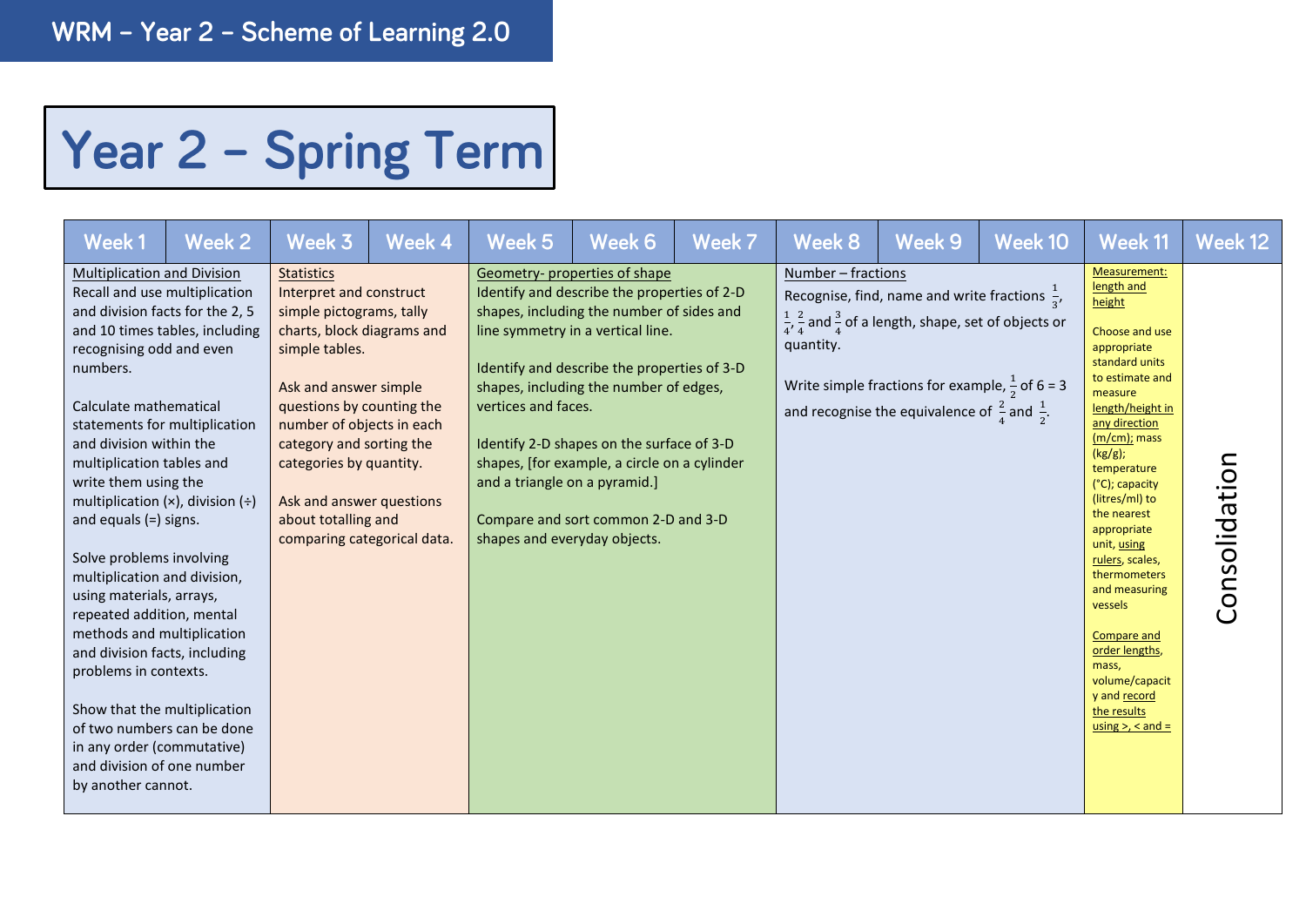WRM – Year 2 – Scheme of Learning 2.0

# Year 2 – Spring Term

| Week 1 | Week 2 | Week 3 | Week 4 | Week 5 | Week 6 | Week 7 | Week 8 | Week 9 | Week 10 | Week 11 | Week 12 |
|---|---|---|---|---|---|---|---|---|---|---|---|
| Multiplication and Division<br>Recall and use multiplication and division facts for the 2, 5 and 10 times tables, including recognising odd and even numbers.<br><br>Calculate mathematical statements for multiplication and division within the multiplication tables and write them using the multiplication (×), division (÷) and equals (=) signs.<br><br>Solve problems involving multiplication and division, using materials, arrays, repeated addition, mental methods and multiplication and division facts, including problems in contexts.<br><br>Show that the multiplication of two numbers can be done in any order (commutative) and division of one number by another cannot. | | Statistics<br>Interpret and construct simple pictograms, tally charts, block diagrams and simple tables.<br><br>Ask and answer simple questions by counting the number of objects in each category and sorting the categories by quantity.<br><br>Ask and answer questions about totalling and comparing categorical data. | | Geometry- properties of shape<br>Identify and describe the properties of 2-D shapes, including the number of sides and line symmetry in a vertical line.<br><br>Identify and describe the properties of 3-D shapes, including the number of edges, vertices and faces.<br><br>Identify 2-D shapes on the surface of 3-D shapes, [for example, a circle on a cylinder and a triangle on a pyramid.]<br><br>Compare and sort common 2-D and 3-D shapes and everyday objects. | | | Number – fractions<br>Recognise, find, name and write fractions $\frac{1}{3}$, $\frac{1}{4}$, $\frac{2}{4}$ and $\frac{3}{4}$ of a length, shape, set of objects or quantity.<br><br>Write simple fractions for example, $\frac{1}{2}$ of 6 = 3 and recognise the equivalence of $\frac{2}{4}$ and $\frac{1}{2}$. | | | Measurement: length and height<br><br>Choose and use appropriate standard units to estimate and measure length/height in any direction (m/cm); mass (kg/g); temperature (°C); capacity (litres/ml) to the nearest appropriate unit, using rulers, scales, thermometers and measuring vessels<br><br>Compare and order lengths, mass, volume/capacity and record the results using >, < and = | Consolidation |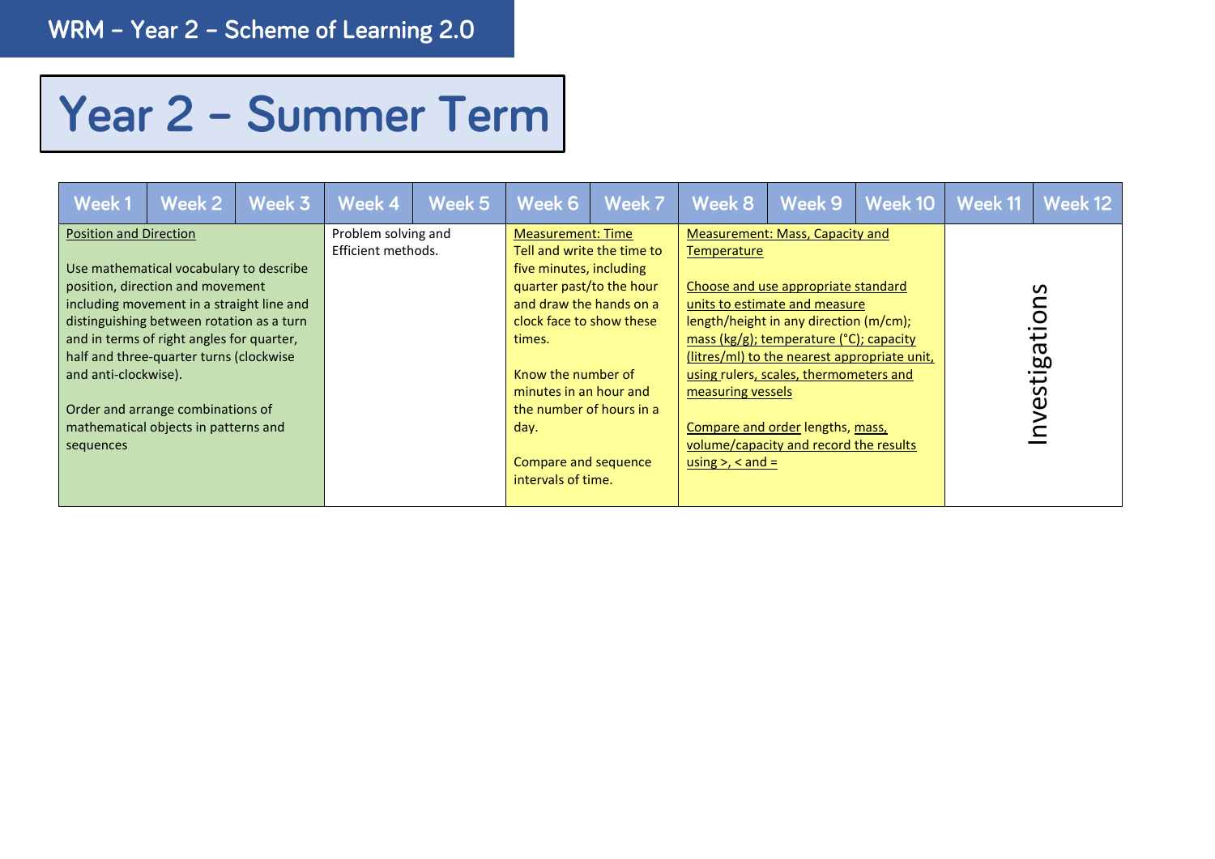WRM – Year 2 – Scheme of Learning 2.0

# Year 2 – Summer Term

| Week 1 | Week 2 | Week 3 | Week 4 | Week 5 | Week 6 | Week 7 | Week 8 | Week 9 | Week 10 | Week 11 | Week 12 |
|---|---|---|---|---|---|---|---|---|---|---|---|
| Position and Direction<br><br>Use mathematical vocabulary to describe position, direction and movement including movement in a straight line and distinguishing between rotation as a turn and in terms of right angles for quarter, half and three-quarter turns (clockwise and anti-clockwise).<br><br>Order and arrange combinations of mathematical objects in patterns and sequences | | | Problem solving and Efficient methods. | | Measurement: Time<br>Tell and write the time to five minutes, including quarter past/to the hour and draw the hands on a clock face to show these times.<br><br>Know the number of minutes in an hour and the number of hours in a day.<br><br>Compare and sequence intervals of time. | | Measurement: Mass, Capacity and Temperature<br><br>Choose and use appropriate standard units to estimate and measure length/height in any direction (m/cm); mass (kg/g); temperature (°C); capacity (litres/ml) to the nearest appropriate unit, using rulers, scales, thermometers and measuring vessels<br><br>Compare and order lengths, mass, volume/capacity and record the results using >, < and = | | | Investigations | |